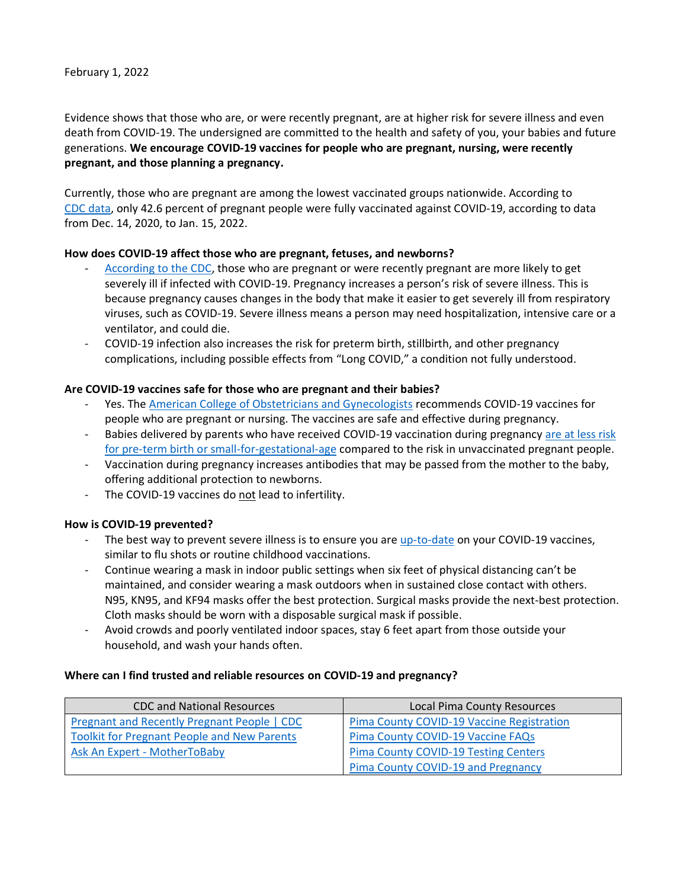February 1, 2022

Evidence shows that those who are, or were recently pregnant, are at higher risk for severe illness and even death from COVID-19. The undersigned are committed to the health and safety of you, your babies and future generations. **We encourage COVID-19 vaccines for people who are pregnant, nursing, were recently pregnant, and those planning a pregnancy.**

Currently, those who are pregnant are among the lowest vaccinated groups nationwide. According to CDC data, only 42.6 percent of pregnant people were fully vaccinated against COVID-19, according to data from Dec. 14, 2020, to Jan. 15, 2022.

**How does COVID-19 affect those who are pregnant, fetuses, and newborns?**

- According to the CDC, those who are pregnant or were recently pregnant are more likely to get severely ill if infected with COVID-19. Pregnancy increases a person's risk of severe illness. This is because pregnancy causes changes in the body that make it easier to get severely ill from respiratory viruses, such as COVID-19. Severe illness means a person may need hospitalization, intensive care or a ventilator, and could die.
- COVID-19 infection also increases the risk for preterm birth, stillbirth, and other pregnancy complications, including possible effects from "Long COVID," a condition not fully understood.

**Are COVID-19 vaccines safe for those who are pregnant and their babies?**

- Yes. The American College of Obstetricians and Gynecologists recommends COVID-19 vaccines for people who are pregnant or nursing. The vaccines are safe and effective during pregnancy.
- Babies delivered by parents who have received COVID-19 vaccination during pregnancy are at less risk for pre-term birth or small-for-gestational-age compared to the risk in unvaccinated pregnant people.
- Vaccination during pregnancy increases antibodies that may be passed from the mother to the baby, offering additional protection to newborns.
- The COVID-19 vaccines do not lead to infertility.

**How is COVID-19 prevented?**

- The best way to prevent severe illness is to ensure you are up-to-date on your COVID-19 vaccines, similar to flu shots or routine childhood vaccinations.
- Continue wearing a mask in indoor public settings when six feet of physical distancing can't be maintained, and consider wearing a mask outdoors when in sustained close contact with others. N95, KN95, and KF94 masks offer the best protection. Surgical masks provide the next-best protection. Cloth masks should be worn with a disposable surgical mask if possible.
- Avoid crowds and poorly ventilated indoor spaces, stay 6 feet apart from those outside your household, and wash your hands often.

**Where can I find trusted and reliable resources on COVID-19 and pregnancy?**

| CDC and National Resources | Local Pima County Resources |
| --- | --- |
| Pregnant and Recently Pregnant People \| CDC | Pima County COVID-19 Vaccine Registration |
| Toolkit for Pregnant People and New Parents | Pima County COVID-19 Vaccine FAQs |
| Ask An Expert - MotherToBaby | Pima County COVID-19 Testing Centers |
| | Pima County COVID-19 and Pregnancy |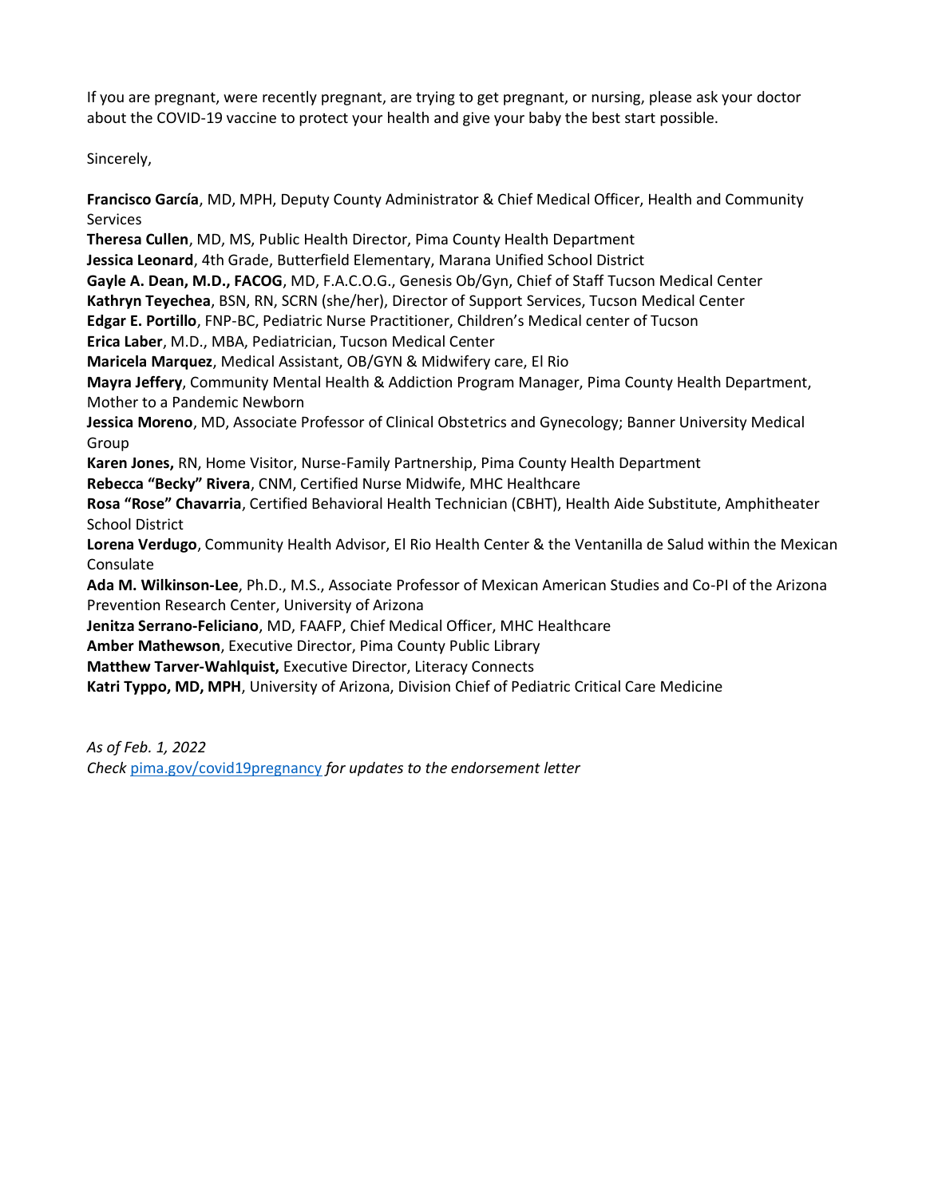If you are pregnant, were recently pregnant, are trying to get pregnant, or nursing, please ask your doctor about the COVID-19 vaccine to protect your health and give your baby the best start possible.

Sincerely,

**Francisco García**, MD, MPH, Deputy County Administrator & Chief Medical Officer, Health and Community Services
**Theresa Cullen**, MD, MS, Public Health Director, Pima County Health Department
**Jessica Leonard**, 4th Grade, Butterfield Elementary, Marana Unified School District
**Gayle A. Dean, M.D., FACOG**, MD, F.A.C.O.G., Genesis Ob/Gyn, Chief of Staff Tucson Medical Center
**Kathryn Teyechea**, BSN, RN, SCRN (she/her), Director of Support Services, Tucson Medical Center
**Edgar E. Portillo**, FNP-BC, Pediatric Nurse Practitioner, Children's Medical center of Tucson
**Erica Laber**, M.D., MBA, Pediatrician, Tucson Medical Center
**Maricela Marquez**, Medical Assistant, OB/GYN & Midwifery care, El Rio
**Mayra Jeffery**, Community Mental Health & Addiction Program Manager, Pima County Health Department, Mother to a Pandemic Newborn
**Jessica Moreno**, MD, Associate Professor of Clinical Obstetrics and Gynecology; Banner University Medical Group
**Karen Jones,** RN, Home Visitor, Nurse-Family Partnership, Pima County Health Department
**Rebecca "Becky" Rivera**, CNM, Certified Nurse Midwife, MHC Healthcare
**Rosa "Rose" Chavarria**, Certified Behavioral Health Technician (CBHT), Health Aide Substitute, Amphitheater School District
**Lorena Verdugo**, Community Health Advisor, El Rio Health Center & the Ventanilla de Salud within the Mexican Consulate
**Ada M. Wilkinson-Lee**, Ph.D., M.S., Associate Professor of Mexican American Studies and Co-PI of the Arizona Prevention Research Center, University of Arizona
**Jenitza Serrano-Feliciano**, MD, FAAFP, Chief Medical Officer, MHC Healthcare
**Amber Mathewson**, Executive Director, Pima County Public Library
**Matthew Tarver-Wahlquist,** Executive Director, Literacy Connects
**Katri Typpo, MD, MPH**, University of Arizona, Division Chief of Pediatric Critical Care Medicine

*As of Feb. 1, 2022*
*Check* pima.gov/covid19pregnancy *for updates to the endorsement letter*